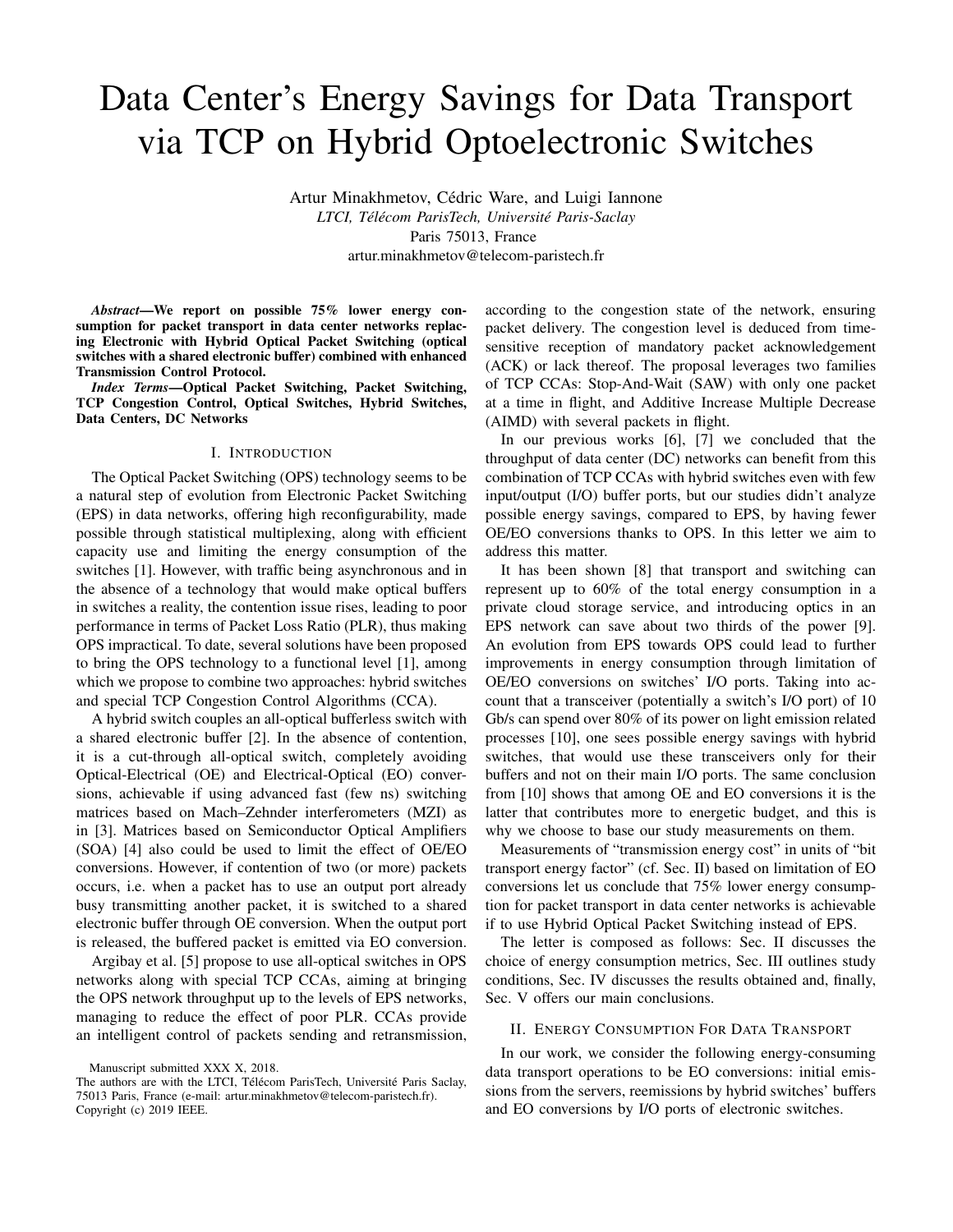# Data Center's Energy Savings for Data Transport via TCP on Hybrid Optoelectronic Switches

Artur Minakhmetov, Cédric Ware, and Luigi Iannone
*LTCI, Télécom ParisTech, Université Paris-Saclay*
Paris 75013, France
artur.minakhmetov@telecom-paristech.fr

***Abstract*—We report on possible 75% lower energy consumption for packet transport in data center networks replacing Electronic with Hybrid Optical Packet Switching (optical switches with a shared electronic buffer) combined with enhanced Transmission Control Protocol.**

***Index Terms*—Optical Packet Switching, Packet Switching, TCP Congestion Control, Optical Switches, Hybrid Switches, Data Centers, DC Networks**

## I. Introduction

The Optical Packet Switching (OPS) technology seems to be a natural step of evolution from Electronic Packet Switching (EPS) in data networks, offering high reconfigurability, made possible through statistical multiplexing, along with efficient capacity use and limiting the energy consumption of the switches [1]. However, with traffic being asynchronous and in the absence of a technology that would make optical buffers in switches a reality, the contention issue rises, leading to poor performance in terms of Packet Loss Ratio (PLR), thus making OPS impractical. To date, several solutions have been proposed to bring the OPS technology to a functional level [1], among which we propose to combine two approaches: hybrid switches and special TCP Congestion Control Algorithms (CCA).

A hybrid switch couples an all-optical bufferless switch with a shared electronic buffer [2]. In the absence of contention, it is a cut-through all-optical switch, completely avoiding Optical-Electrical (OE) and Electrical-Optical (EO) conversions, achievable if using advanced fast (few ns) switching matrices based on Mach–Zehnder interferometers (MZI) as in [3]. Matrices based on Semiconductor Optical Amplifiers (SOA) [4] also could be used to limit the effect of OE/EO conversions. However, if contention of two (or more) packets occurs, i.e. when a packet has to use an output port already busy transmitting another packet, it is switched to a shared electronic buffer through OE conversion. When the output port is released, the buffered packet is emitted via EO conversion.

Argibay et al. [5] propose to use all-optical switches in OPS networks along with special TCP CCAs, aiming at bringing the OPS network throughput up to the levels of EPS networks, managing to reduce the effect of poor PLR. CCAs provide an intelligent control of packets sending and retransmission, according to the congestion state of the network, ensuring packet delivery. The congestion level is deduced from time-sensitive reception of mandatory packet acknowledgement (ACK) or lack thereof. The proposal leverages two families of TCP CCAs: Stop-And-Wait (SAW) with only one packet at a time in flight, and Additive Increase Multiple Decrease (AIMD) with several packets in flight.

In our previous works [6], [7] we concluded that the throughput of data center (DC) networks can benefit from this combination of TCP CCAs with hybrid switches even with few input/output (I/O) buffer ports, but our studies didn't analyze possible energy savings, compared to EPS, by having fewer OE/EO conversions thanks to OPS. In this letter we aim to address this matter.

It has been shown [8] that transport and switching can represent up to 60% of the total energy consumption in a private cloud storage service, and introducing optics in an EPS network can save about two thirds of the power [9]. An evolution from EPS towards OPS could lead to further improvements in energy consumption through limitation of OE/EO conversions on switches' I/O ports. Taking into account that a transceiver (potentially a switch's I/O port) of 10 Gb/s can spend over 80% of its power on light emission related processes [10], one sees possible energy savings with hybrid switches, that would use these transceivers only for their buffers and not on their main I/O ports. The same conclusion from [10] shows that among OE and EO conversions it is the latter that contributes more to energetic budget, and this is why we choose to base our study measurements on them.

Measurements of "transmission energy cost" in units of "bit transport energy factor" (cf. Sec. II) based on limitation of EO conversions let us conclude that 75% lower energy consumption for packet transport in data center networks is achievable if to use Hybrid Optical Packet Switching instead of EPS.

The letter is composed as follows: Sec. II discusses the choice of energy consumption metrics, Sec. III outlines study conditions, Sec. IV discusses the results obtained and, finally, Sec. V offers our main conclusions.

## II. Energy Consumption For Data Transport

In our work, we consider the following energy-consuming data transport operations to be EO conversions: initial emissions from the servers, reemissions by hybrid switches' buffers and EO conversions by I/O ports of electronic switches.

Manuscript submitted XXX X, 2018.
The authors are with the LTCI, Télécom ParisTech, Université Paris Saclay, 75013 Paris, France (e-mail: artur.minakhmetov@telecom-paristech.fr).
Copyright (c) 2019 IEEE.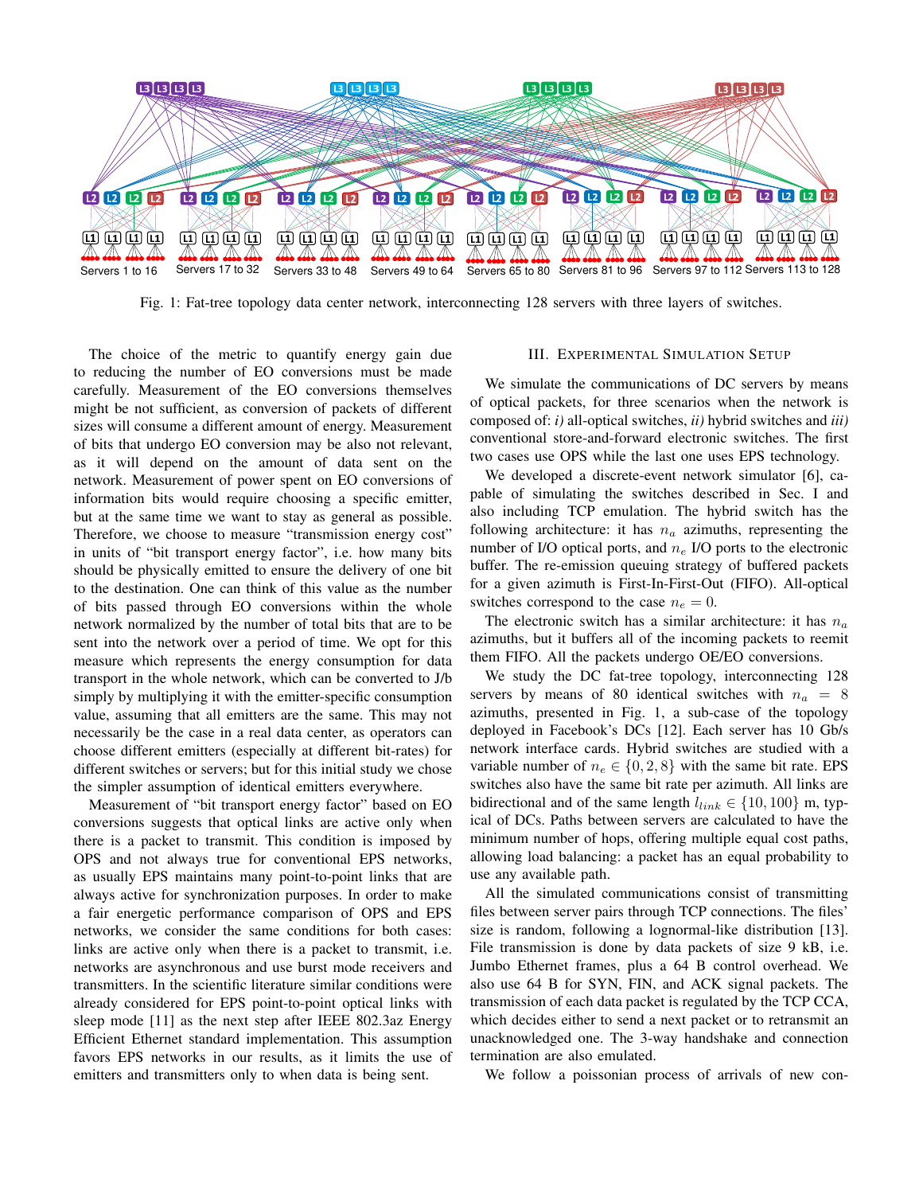Fig. 1: Fat-tree topology data center network, interconnecting 128 servers with three layers of switches.

The choice of the metric to quantify energy gain due to reducing the number of EO conversions must be made carefully. Measurement of the EO conversions themselves might be not sufficient, as conversion of packets of different sizes will consume a different amount of energy. Measurement of bits that undergo EO conversion may be also not relevant, as it will depend on the amount of data sent on the network. Measurement of power spent on EO conversions of information bits would require choosing a specific emitter, but at the same time we want to stay as general as possible. Therefore, we choose to measure "transmission energy cost" in units of "bit transport energy factor", i.e. how many bits should be physically emitted to ensure the delivery of one bit to the destination. One can think of this value as the number of bits passed through EO conversions within the whole network normalized by the number of total bits that are to be sent into the network over a period of time. We opt for this measure which represents the energy consumption for data transport in the whole network, which can be converted to J/b simply by multiplying it with the emitter-specific consumption value, assuming that all emitters are the same. This may not necessarily be the case in a real data center, as operators can choose different emitters (especially at different bit-rates) for different switches or servers; but for this initial study we chose the simpler assumption of identical emitters everywhere.

Measurement of "bit transport energy factor" based on EO conversions suggests that optical links are active only when there is a packet to transmit. This condition is imposed by OPS and not always true for conventional EPS networks, as usually EPS maintains many point-to-point links that are always active for synchronization purposes. In order to make a fair energetic performance comparison of OPS and EPS networks, we consider the same conditions for both cases: links are active only when there is a packet to transmit, i.e. networks are asynchronous and use burst mode receivers and transmitters. In the scientific literature similar conditions were already considered for EPS point-to-point optical links with sleep mode [11] as the next step after IEEE 802.3az Energy Efficient Ethernet standard implementation. This assumption favors EPS networks in our results, as it limits the use of emitters and transmitters only to when data is being sent.

## III. Experimental Simulation Setup

We simulate the communications of DC servers by means of optical packets, for three scenarios when the network is composed of: *i)* all-optical switches, *ii)* hybrid switches and *iii)* conventional store-and-forward electronic switches. The first two cases use OPS while the last one uses EPS technology.

We developed a discrete-event network simulator [6], capable of simulating the switches described in Sec. I and also including TCP emulation. The hybrid switch has the following architecture: it has $n_a$ azimuths, representing the number of I/O optical ports, and $n_e$ I/O ports to the electronic buffer. The re-emission queuing strategy of buffered packets for a given azimuth is First-In-First-Out (FIFO). All-optical switches correspond to the case $n_e = 0$.

The electronic switch has a similar architecture: it has $n_a$ azimuths, but it buffers all of the incoming packets to reemit them FIFO. All the packets undergo OE/EO conversions.

We study the DC fat-tree topology, interconnecting 128 servers by means of 80 identical switches with $n_a = 8$ azimuths, presented in Fig. 1, a sub-case of the topology deployed in Facebook's DCs [12]. Each server has 10 Gb/s network interface cards. Hybrid switches are studied with a variable number of $n_e \in \{0, 2, 8\}$ with the same bit rate. EPS switches also have the same bit rate per azimuth. All links are bidirectional and of the same length $l_{link} \in \{10, 100\}$ m, typical of DCs. Paths between servers are calculated to have the minimum number of hops, offering multiple equal cost paths, allowing load balancing: a packet has an equal probability to use any available path.

All the simulated communications consist of transmitting files between server pairs through TCP connections. The files' size is random, following a lognormal-like distribution [13]. File transmission is done by data packets of size 9 kB, i.e. Jumbo Ethernet frames, plus a 64 B control overhead. We also use 64 B for SYN, FIN, and ACK signal packets. The transmission of each data packet is regulated by the TCP CCA, which decides either to send a next packet or to retransmit an unacknowledged one. The 3-way handshake and connection termination are also emulated.

We follow a poissonian process of arrivals of new con-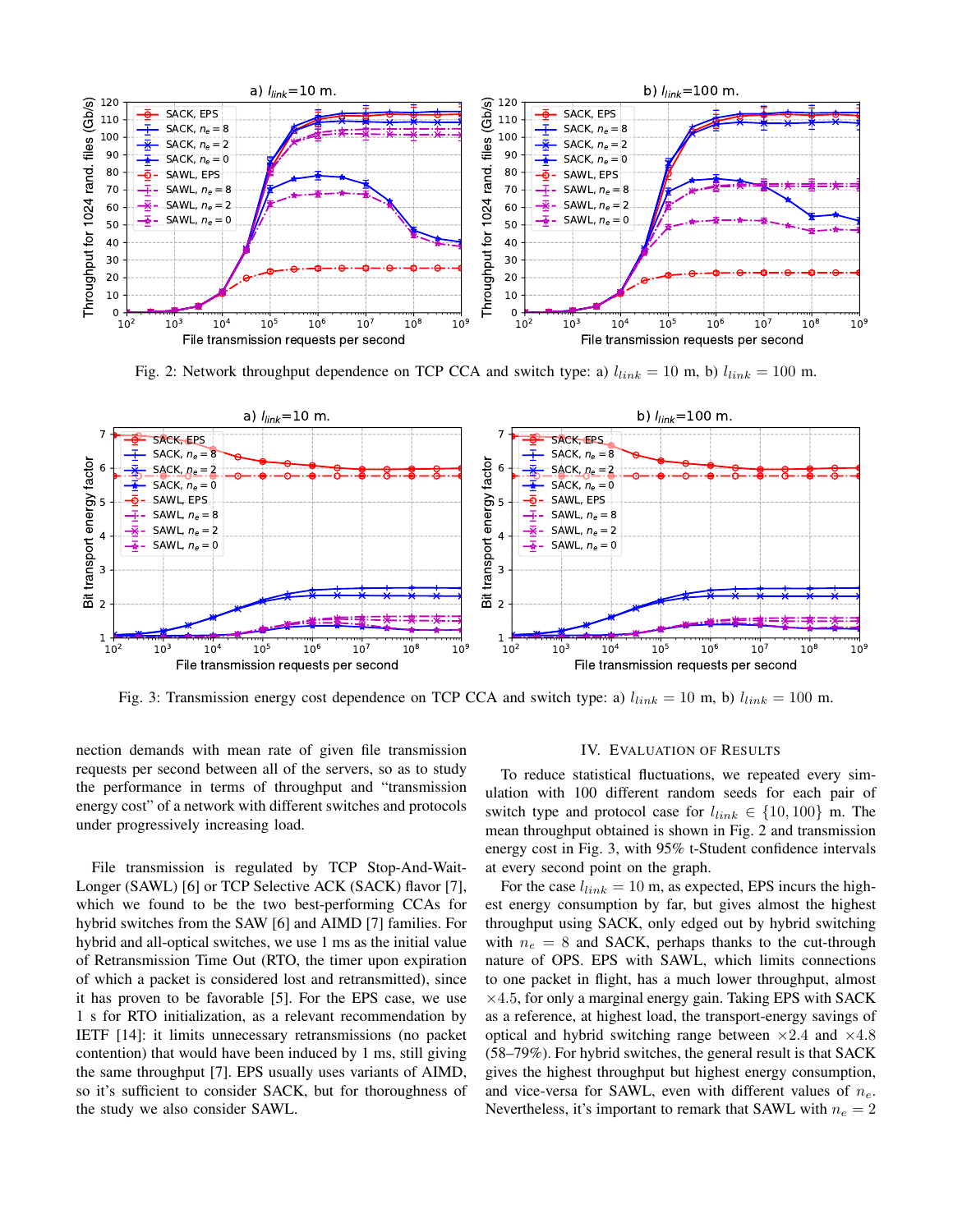Fig. 2: Network throughput dependence on TCP CCA and switch type: a) $l_{link} = 10$ m, b) $l_{link} = 100$ m.

Fig. 3: Transmission energy cost dependence on TCP CCA and switch type: a) $l_{link} = 10$ m, b) $l_{link} = 100$ m.

nection demands with mean rate of given file transmission requests per second between all of the servers, so as to study the performance in terms of throughput and "transmission energy cost" of a network with different switches and protocols under progressively increasing load.

File transmission is regulated by TCP Stop-And-Wait-Longer (SAWL) [6] or TCP Selective ACK (SACK) flavor [7], which we found to be the two best-performing CCAs for hybrid switches from the SAW [6] and AIMD [7] families. For hybrid and all-optical switches, we use 1 ms as the initial value of Retransmission Time Out (RTO, the timer upon expiration of which a packet is considered lost and retransmitted), since it has proven to be favorable [5]. For the EPS case, we use 1 s for RTO initialization, as a relevant recommendation by IETF [14]: it limits unnecessary retransmissions (no packet contention) that would have been induced by 1 ms, still giving the same throughput [7]. EPS usually uses variants of AIMD, so it's sufficient to consider SACK, but for thoroughness of the study we also consider SAWL.

## IV. Evaluation of Results

To reduce statistical fluctuations, we repeated every simulation with 100 different random seeds for each pair of switch type and protocol case for $l_{link} \in \{10, 100\}$ m. The mean throughput obtained is shown in Fig. 2 and transmission energy cost in Fig. 3, with 95% t-Student confidence intervals at every second point on the graph.

For the case $l_{link} = 10$ m, as expected, EPS incurs the highest energy consumption by far, but gives almost the highest throughput using SACK, only edged out by hybrid switching with $n_e = 8$ and SACK, perhaps thanks to the cut-through nature of OPS. EPS with SAWL, which limits connections to one packet in flight, has a much lower throughput, almost $\times 4.5$, for only a marginal energy gain. Taking EPS with SACK as a reference, at highest load, the transport-energy savings of optical and hybrid switching range between $\times 2.4$ and $\times 4.8$ (58–79%). For hybrid switches, the general result is that SACK gives the highest throughput but highest energy consumption, and vice-versa for SAWL, even with different values of $n_e$. Nevertheless, it's important to remark that SAWL with $n_e = 2$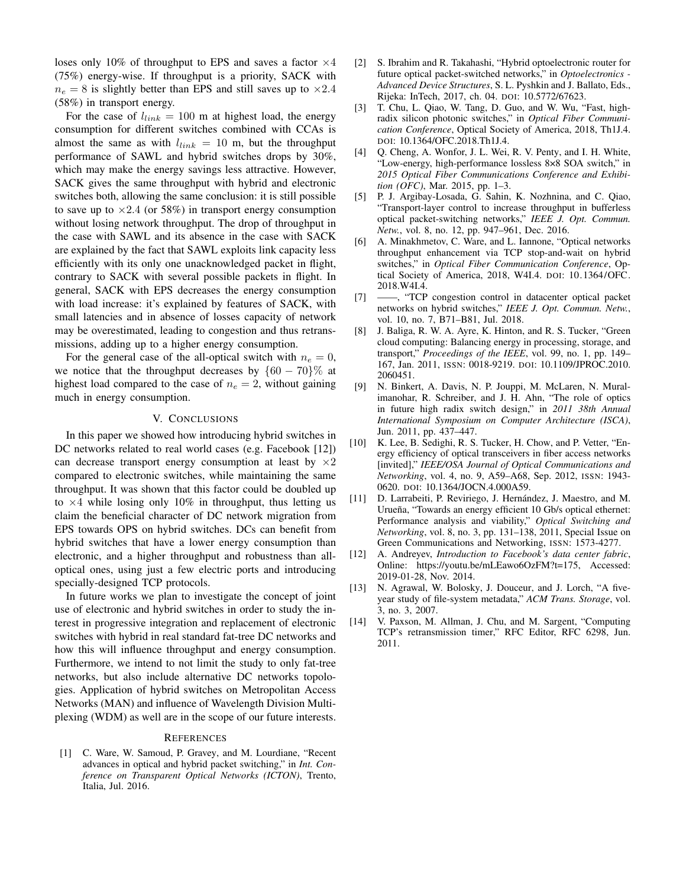loses only 10% of throughput to EPS and saves a factor $\times 4$ (75%) energy-wise. If throughput is a priority, SACK with $n_e = 8$ is slightly better than EPS and still saves up to $\times 2.4$ (58%) in transport energy.

For the case of $l_{link} = 100$ m at highest load, the energy consumption for different switches combined with CCAs is almost the same as with $l_{link} = 10$ m, but the throughput performance of SAWL and hybrid switches drops by 30%, which may make the energy savings less attractive. However, SACK gives the same throughput with hybrid and electronic switches both, allowing the same conclusion: it is still possible to save up to $\times 2.4$ (or 58%) in transport energy consumption without losing network throughput. The drop of throughput in the case with SAWL and its absence in the case with SACK are explained by the fact that SAWL exploits link capacity less efficiently with its only one unacknowledged packet in flight, contrary to SACK with several possible packets in flight. In general, SACK with EPS decreases the energy consumption with load increase: it's explained by features of SACK, with small latencies and in absence of losses capacity of network may be overestimated, leading to congestion and thus retransmissions, adding up to a higher energy consumption.

For the general case of the all-optical switch with $n_e = 0$, we notice that the throughput decreases by $\{60 - 70\}\%$ at highest load compared to the case of $n_e = 2$, without gaining much in energy consumption.

## V. Conclusions

In this paper we showed how introducing hybrid switches in DC networks related to real world cases (e.g. Facebook [12]) can decrease transport energy consumption at least by $\times 2$ compared to electronic switches, while maintaining the same throughput. It was shown that this factor could be doubled up to $\times 4$ while losing only 10% in throughput, thus letting us claim the beneficial character of DC network migration from EPS towards OPS on hybrid switches. DCs can benefit from hybrid switches that have a lower energy consumption than electronic, and a higher throughput and robustness than all-optical ones, using just a few electric ports and introducing specially-designed TCP protocols.

In future works we plan to investigate the concept of joint use of electronic and hybrid switches in order to study the interest in progressive integration and replacement of electronic switches with hybrid in real standard fat-tree DC networks and how this will influence throughput and energy consumption. Furthermore, we intend to not limit the study to only fat-tree networks, but also include alternative DC networks topologies. Application of hybrid switches on Metropolitan Access Networks (MAN) and influence of Wavelength Division Multiplexing (WDM) as well are in the scope of our future interests.

## References

[1] C. Ware, W. Samoud, P. Gravey, and M. Lourdiane, "Recent advances in optical and hybrid packet switching," in *Int. Conference on Transparent Optical Networks (ICTON)*, Trento, Italia, Jul. 2016.

[2] S. Ibrahim and R. Takahashi, "Hybrid optoelectronic router for future optical packet-switched networks," in *Optoelectronics - Advanced Device Structures*, S. L. Pyshkin and J. Ballato, Eds., Rijeka: InTech, 2017, ch. 04. DOI: 10.5772/67623.

[3] T. Chu, L. Qiao, W. Tang, D. Guo, and W. Wu, "Fast, high-radix silicon photonic switches," in *Optical Fiber Communication Conference*, Optical Society of America, 2018, Th1J.4. DOI: 10.1364/OFC.2018.Th1J.4.

[4] Q. Cheng, A. Wonfor, J. L. Wei, R. V. Penty, and I. H. White, "Low-energy, high-performance lossless 8×8 SOA switch," in *2015 Optical Fiber Communications Conference and Exhibition (OFC)*, Mar. 2015, pp. 1–3.

[5] P. J. Argibay-Losada, G. Sahin, K. Nozhnina, and C. Qiao, "Transport-layer control to increase throughput in bufferless optical packet-switching networks," *IEEE J. Opt. Commun. Netw.*, vol. 8, no. 12, pp. 947–961, Dec. 2016.

[6] A. Minakhmetov, C. Ware, and L. Iannone, "Optical networks throughput enhancement via TCP stop-and-wait on hybrid switches," in *Optical Fiber Communication Conference*, Optical Society of America, 2018, W4I.4. DOI: 10.1364/OFC.2018.W4I.4.

[7] ——, "TCP congestion control in datacenter optical packet networks on hybrid switches," *IEEE J. Opt. Commun. Netw.*, vol. 10, no. 7, B71–B81, Jul. 2018.

[8] J. Baliga, R. W. A. Ayre, K. Hinton, and R. S. Tucker, "Green cloud computing: Balancing energy in processing, storage, and transport," *Proceedings of the IEEE*, vol. 99, no. 1, pp. 149–167, Jan. 2011, ISSN: 0018-9219. DOI: 10.1109/JPROC.2010.2060451.

[9] N. Binkert, A. Davis, N. P. Jouppi, M. McLaren, N. Muralimanohar, R. Schreiber, and J. H. Ahn, "The role of optics in future high radix switch design," in *2011 38th Annual International Symposium on Computer Architecture (ISCA)*, Jun. 2011, pp. 437–447.

[10] K. Lee, B. Sedighi, R. S. Tucker, H. Chow, and P. Vetter, "Energy efficiency of optical transceivers in fiber access networks [invited]," *IEEE/OSA Journal of Optical Communications and Networking*, vol. 4, no. 9, A59–A68, Sep. 2012, ISSN: 1943-0620. DOI: 10.1364/JOCN.4.000A59.

[11] D. Larrabeiti, P. Reviriego, J. Hernández, J. Maestro, and M. Urueña, "Towards an energy efficient 10 Gb/s optical ethernet: Performance analysis and viability," *Optical Switching and Networking*, vol. 8, no. 3, pp. 131–138, 2011, Special Issue on Green Communications and Networking, ISSN: 1573-4277.

[12] A. Andreyev, *Introduction to Facebook's data center fabric*, Online: https://youtu.be/mLEawo6OzFM?t=175, Accessed: 2019-01-28, Nov. 2014.

[13] N. Agrawal, W. Bolosky, J. Douceur, and J. Lorch, "A five-year study of file-system metadata," *ACM Trans. Storage*, vol. 3, no. 3, 2007.

[14] V. Paxson, M. Allman, J. Chu, and M. Sargent, "Computing TCP's retransmission timer," RFC Editor, RFC 6298, Jun. 2011.